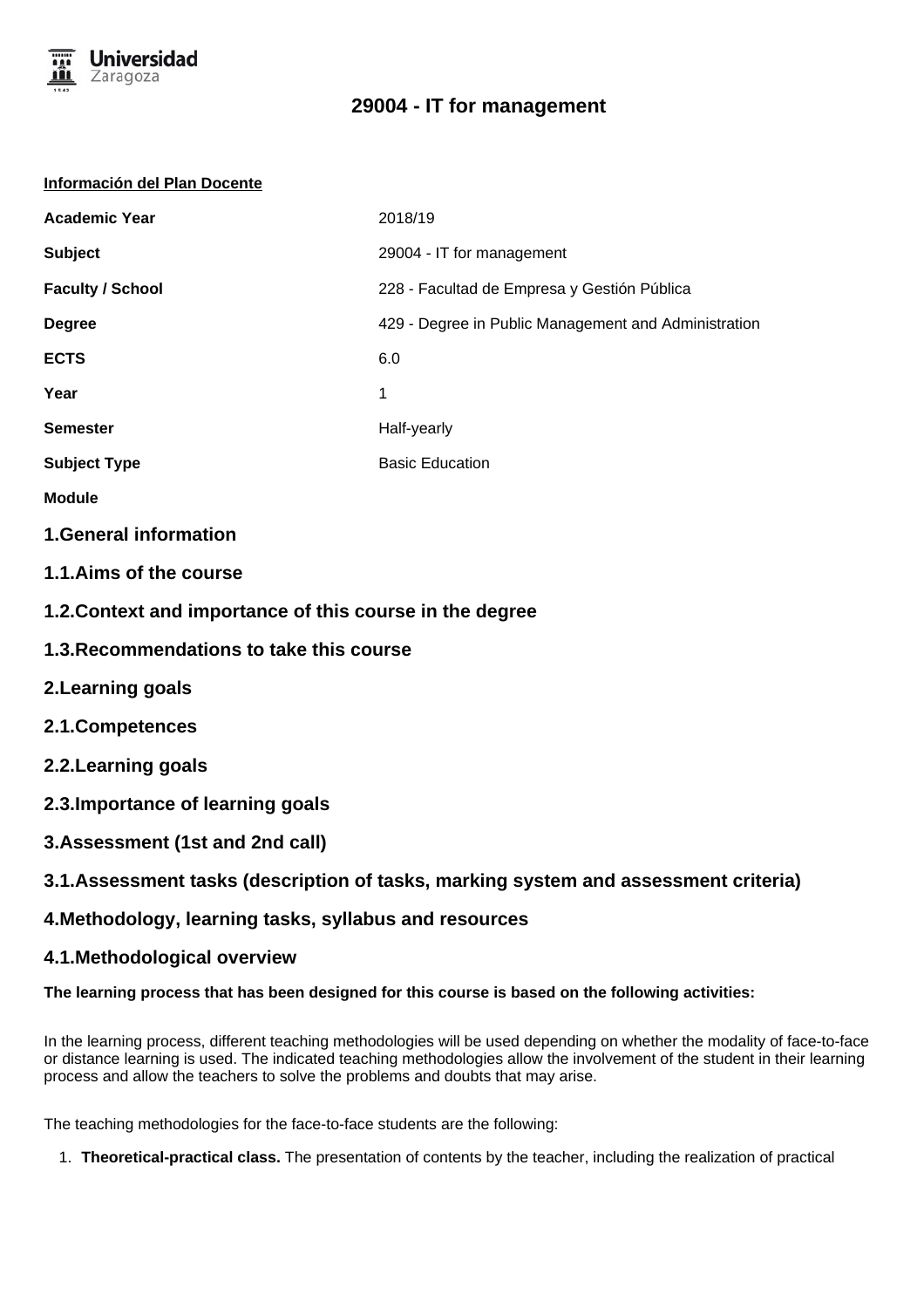# 29004 - IT for management

**Información del Plan Docente**

| | |
|---|---|
| **Academic Year** | 2018/19 |
| **Subject** | 29004 - IT for management |
| **Faculty / School** | 228 - Facultad de Empresa y Gestión Pública |
| **Degree** | 429 - Degree in Public Management and Administration |
| **ECTS** | 6.0 |
| **Year** | 1 |
| **Semester** | Half-yearly |
| **Subject Type** | Basic Education |
| **Module** | |

## 1.General information

## 1.1.Aims of the course

## 1.2.Context and importance of this course in the degree

## 1.3.Recommendations to take this course

## 2.Learning goals

## 2.1.Competences

## 2.2.Learning goals

## 2.3.Importance of learning goals

## 3.Assessment (1st and 2nd call)

## 3.1.Assessment tasks (description of tasks, marking system and assessment criteria)

## 4.Methodology, learning tasks, syllabus and resources

## 4.1.Methodological overview

**The learning process that has been designed for this course is based on the following activities:**

In the learning process, different teaching methodologies will be used depending on whether the modality of face-to-face or distance learning is used. The indicated teaching methodologies allow the involvement of the student in their learning process and allow the teachers to solve the problems and doubts that may arise.

The teaching methodologies for the face-to-face students are the following:

1. **Theoretical-practical class.** The presentation of contents by the teacher, including the realization of practical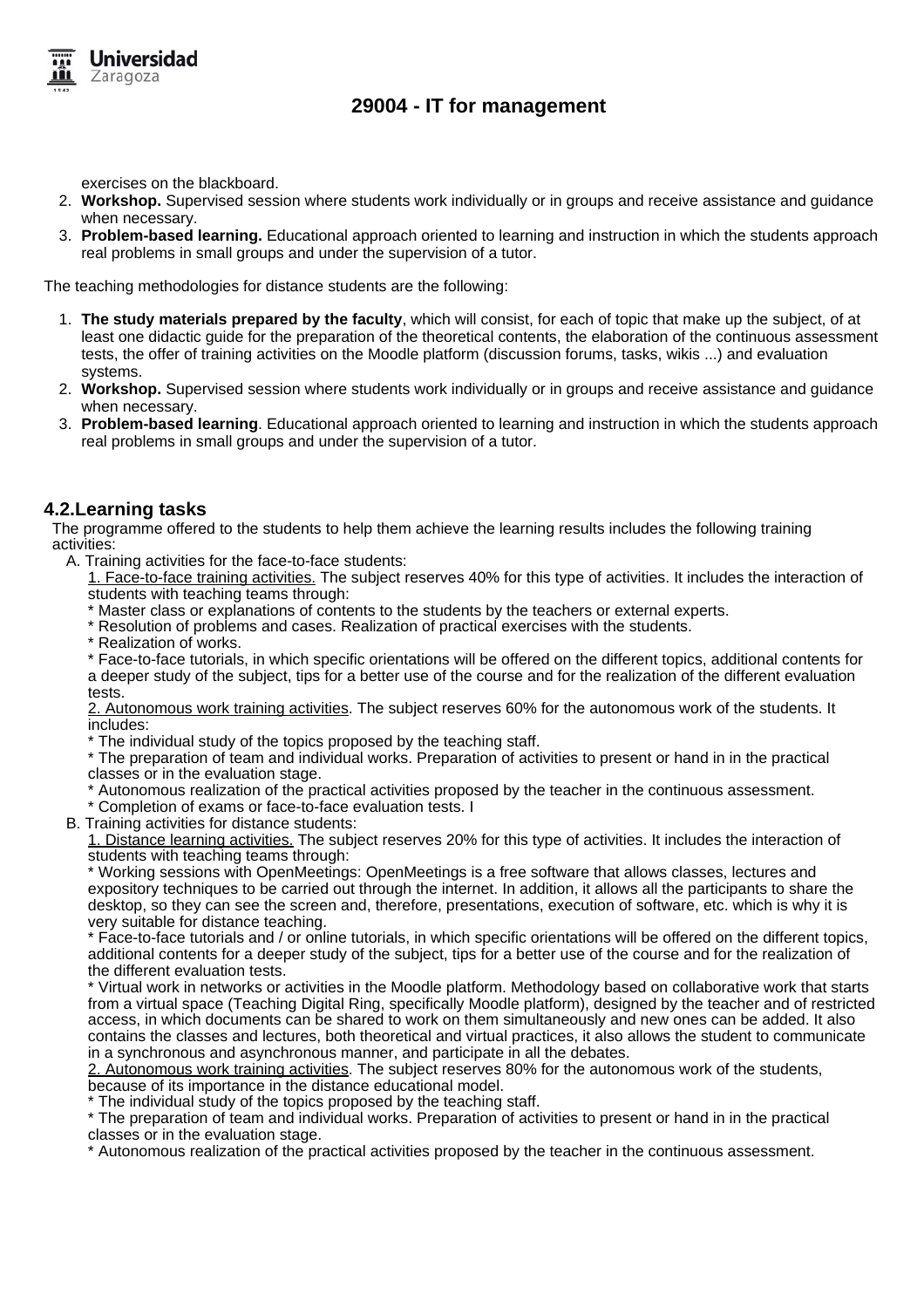exercises on the blackboard.

2. **Workshop.** Supervised session where students work individually or in groups and receive assistance and guidance when necessary.
3. **Problem-based learning.** Educational approach oriented to learning and instruction in which the students approach real problems in small groups and under the supervision of a tutor.

The teaching methodologies for distance students are the following:

1. **The study materials prepared by the faculty**, which will consist, for each of topic that make up the subject, of at least one didactic guide for the preparation of the theoretical contents, the elaboration of the continuous assessment tests, the offer of training activities on the Moodle platform (discussion forums, tasks, wikis ...) and evaluation systems.
2. **Workshop.** Supervised session where students work individually or in groups and receive assistance and guidance when necessary.
3. **Problem-based learning**. Educational approach oriented to learning and instruction in which the students approach real problems in small groups and under the supervision of a tutor.

## 4.2.Learning tasks

The programme offered to the students to help them achieve the learning results includes the following training activities:

A. Training activities for the face-to-face students:

1. Face-to-face training activities. The subject reserves 40% for this type of activities. It includes the interaction of students with teaching teams through:
* Master class or explanations of contents to the students by the teachers or external experts.
* Resolution of problems and cases. Realization of practical exercises with the students.
* Realization of works.
* Face-to-face tutorials, in which specific orientations will be offered on the different topics, additional contents for a deeper study of the subject, tips for a better use of the course and for the realization of the different evaluation tests.

2. Autonomous work training activities. The subject reserves 60% for the autonomous work of the students. It includes:
* The individual study of the topics proposed by the teaching staff.
* The preparation of team and individual works. Preparation of activities to present or hand in in the practical classes or in the evaluation stage.
* Autonomous realization of the practical activities proposed by the teacher in the continuous assessment.
* Completion of exams or face-to-face evaluation tests. I

B. Training activities for distance students:

1. Distance learning activities. The subject reserves 20% for this type of activities. It includes the interaction of students with teaching teams through:
* Working sessions with OpenMeetings: OpenMeetings is a free software that allows classes, lectures and expository techniques to be carried out through the internet. In addition, it allows all the participants to share the desktop, so they can see the screen and, therefore, presentations, execution of software, etc. which is why it is very suitable for distance teaching.
* Face-to-face tutorials and / or online tutorials, in which specific orientations will be offered on the different topics, additional contents for a deeper study of the subject, tips for a better use of the course and for the realization of the different evaluation tests.
* Virtual work in networks or activities in the Moodle platform. Methodology based on collaborative work that starts from a virtual space (Teaching Digital Ring, specifically Moodle platform), designed by the teacher and of restricted access, in which documents can be shared to work on them simultaneously and new ones can be added. It also contains the classes and lectures, both theoretical and virtual practices, it also allows the student to communicate in a synchronous and asynchronous manner, and participate in all the debates.

2. Autonomous work training activities. The subject reserves 80% for the autonomous work of the students, because of its importance in the distance educational model.
* The individual study of the topics proposed by the teaching staff.
* The preparation of team and individual works. Preparation of activities to present or hand in in the practical classes or in the evaluation stage.
* Autonomous realization of the practical activities proposed by the teacher in the continuous assessment.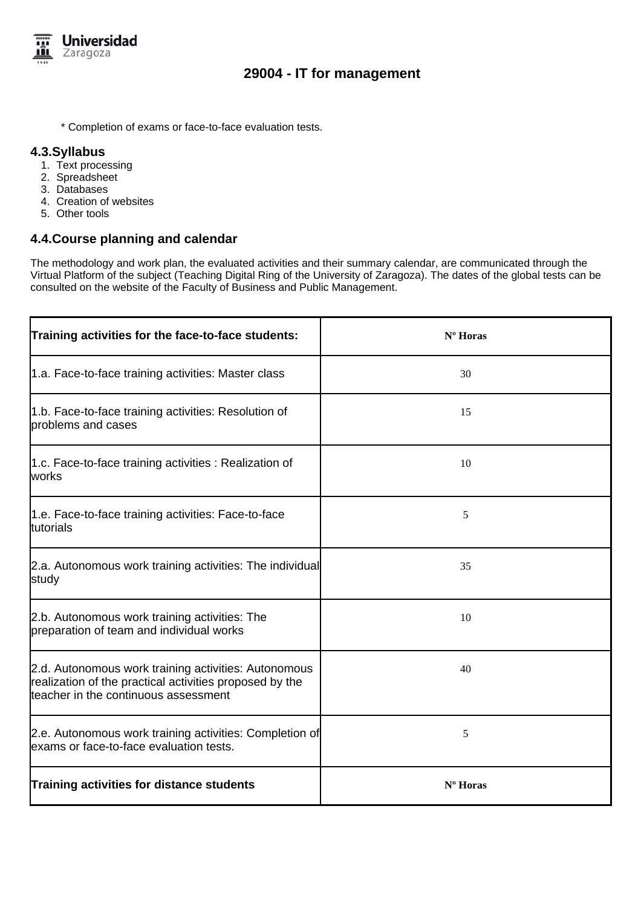\* Completion of exams or face-to-face evaluation tests.

## 4.3.Syllabus

1. Text processing
2. Spreadsheet
3. Databases
4. Creation of websites
5. Other tools

## 4.4.Course planning and calendar

The methodology and work plan, the evaluated activities and their summary calendar, are communicated through the Virtual Platform of the subject (Teaching Digital Ring of the University of Zaragoza). The dates of the global tests can be consulted on the website of the Faculty of Business and Public Management.

| **Training activities for the face-to-face students:** | **Nº Horas** |
|---|---|
| 1.a. Face-to-face training activities: Master class | 30 |
| 1.b. Face-to-face training activities: Resolution of problems and cases | 15 |
| 1.c. Face-to-face training activities : Realization of works | 10 |
| 1.e. Face-to-face training activities: Face-to-face tutorials | 5 |
| 2.a. Autonomous work training activities: The individual study | 35 |
| 2.b. Autonomous work training activities: The preparation of team and individual works | 10 |
| 2.d. Autonomous work training activities: Autonomous realization of the practical activities proposed by the teacher in the continuous assessment | 40 |
| 2.e. Autonomous work training activities: Completion of exams or face-to-face evaluation tests. | 5 |
| **Training activities for distance students** | **Nº Horas** |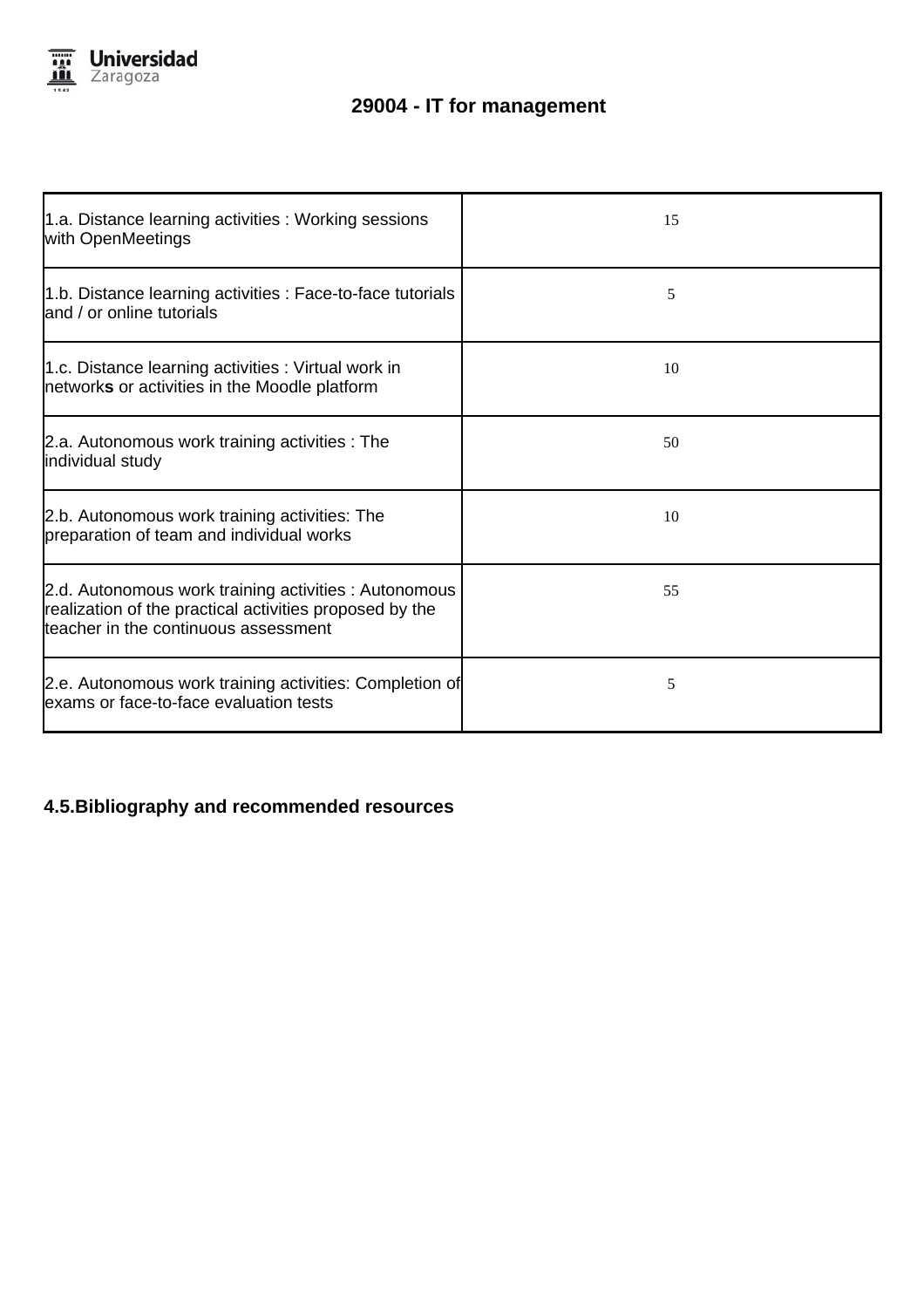## 29004 - IT for management

| | |
|---|---|
| 1.a. Distance learning activities : Working sessions with OpenMeetings | 15 |
| 1.b. Distance learning activities : Face-to-face tutorials and / or online tutorials | 5 |
| 1.c. Distance learning activities : Virtual work in network**s** or activities in the Moodle platform | 10 |
| 2.a. Autonomous work training activities : The individual study | 50 |
| 2.b. Autonomous work training activities: The preparation of team and individual works | 10 |
| 2.d. Autonomous work training activities : Autonomous realization of the practical activities proposed by the teacher in the continuous assessment | 55 |
| 2.e. Autonomous work training activities: Completion of exams or face-to-face evaluation tests | 5 |

### 4.5.Bibliography and recommended resources